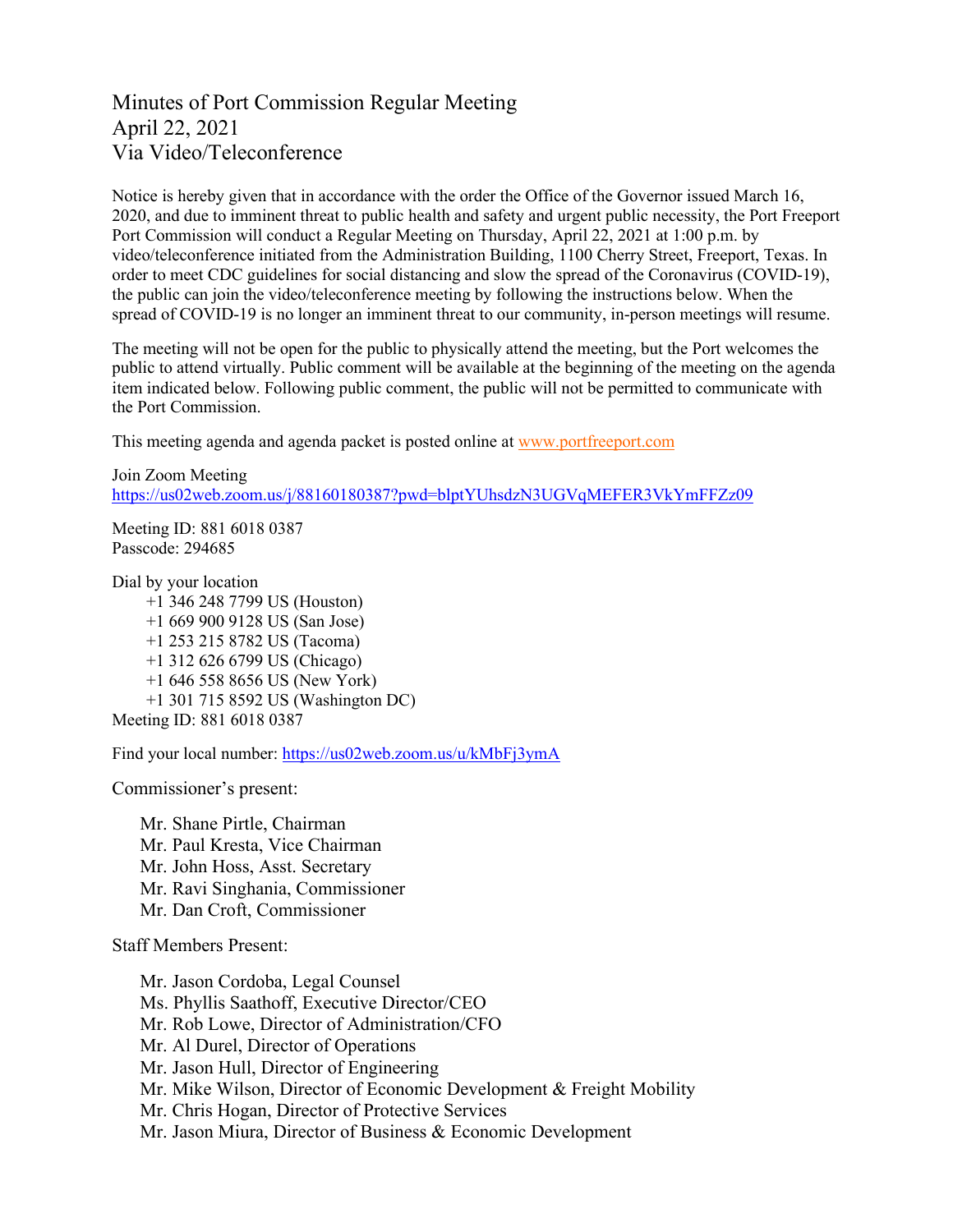# Minutes of Port Commission Regular Meeting
# April 22, 2021
# Via Video/Teleconference

Notice is hereby given that in accordance with the order the Office of the Governor issued March 16, 2020, and due to imminent threat to public health and safety and urgent public necessity, the Port Freeport Port Commission will conduct a Regular Meeting on Thursday, April 22, 2021 at 1:00 p.m. by video/teleconference initiated from the Administration Building, 1100 Cherry Street, Freeport, Texas. In order to meet CDC guidelines for social distancing and slow the spread of the Coronavirus (COVID-19), the public can join the video/teleconference meeting by following the instructions below. When the spread of COVID-19 is no longer an imminent threat to our community, in-person meetings will resume.

The meeting will not be open for the public to physically attend the meeting, but the Port welcomes the public to attend virtually. Public comment will be available at the beginning of the meeting on the agenda item indicated below. Following public comment, the public will not be permitted to communicate with the Port Commission.

This meeting agenda and agenda packet is posted online at [www.portfreeport.com](www.portfreeport.com)

Join Zoom Meeting
[https://us02web.zoom.us/j/88160180387?pwd=blptYUhsdzN3UGVqMEFER3VkYmFFZz09](https://us02web.zoom.us/j/88160180387?pwd=blptYUhsdzN3UGVqMEFER3VkYmFFZz09)

Meeting ID: 881 6018 0387
Passcode: 294685

Dial by your location
- +1 346 248 7799 US (Houston)
- +1 669 900 9128 US (San Jose)
- +1 253 215 8782 US (Tacoma)
- +1 312 626 6799 US (Chicago)
- +1 646 558 8656 US (New York)
- +1 301 715 8592 US (Washington DC)

Meeting ID: 881 6018 0387

Find your local number: [https://us02web.zoom.us/u/kMbFj3ymA](https://us02web.zoom.us/u/kMbFj3ymA)

Commissioner's present:

- Mr. Shane Pirtle, Chairman
- Mr. Paul Kresta, Vice Chairman
- Mr. John Hoss, Asst. Secretary
- Mr. Ravi Singhania, Commissioner
- Mr. Dan Croft, Commissioner

Staff Members Present:

- Mr. Jason Cordoba, Legal Counsel
- Ms. Phyllis Saathoff, Executive Director/CEO
- Mr. Rob Lowe, Director of Administration/CFO
- Mr. Al Durel, Director of Operations
- Mr. Jason Hull, Director of Engineering
- Mr. Mike Wilson, Director of Economic Development & Freight Mobility
- Mr. Chris Hogan, Director of Protective Services
- Mr. Jason Miura, Director of Business & Economic Development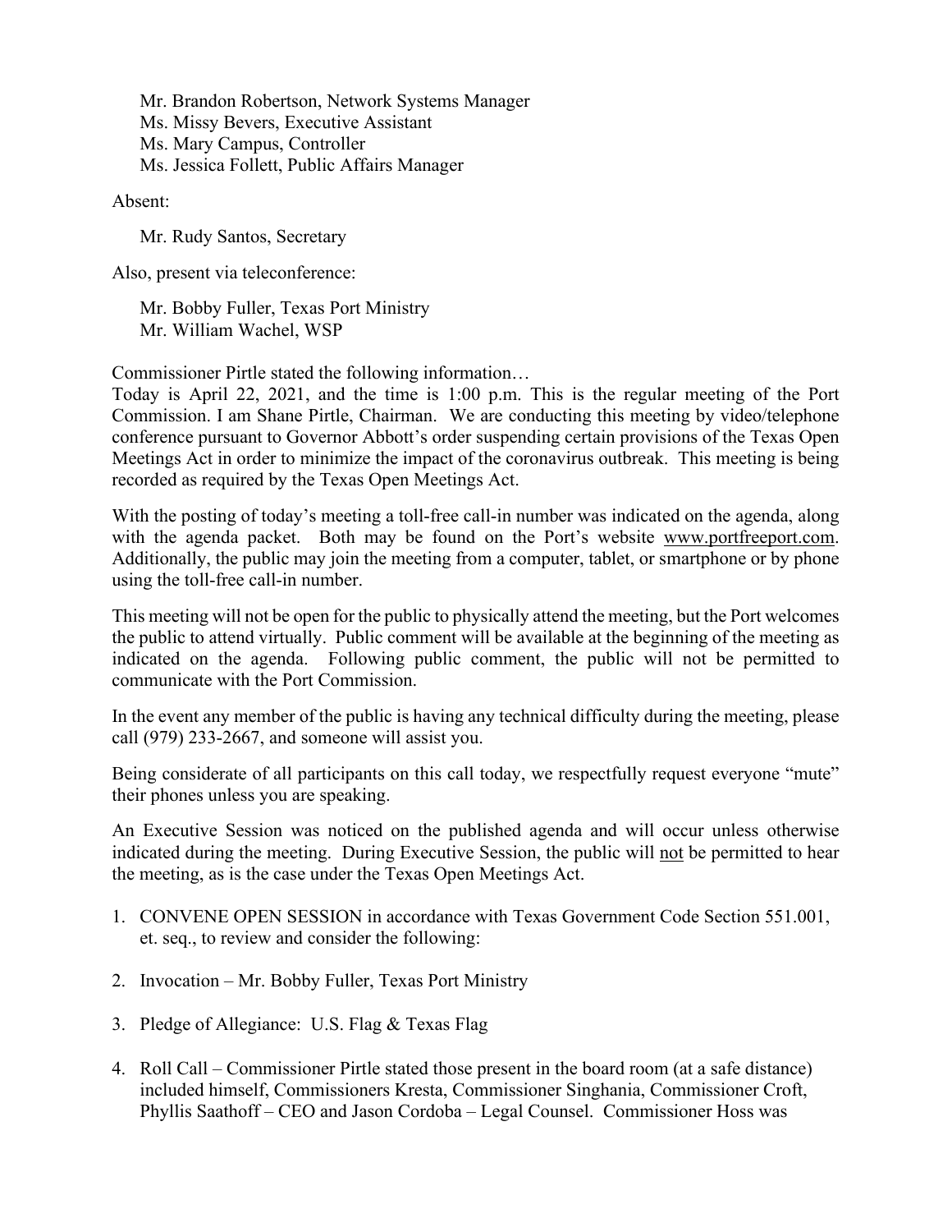Mr. Brandon Robertson, Network Systems Manager
Ms. Missy Bevers, Executive Assistant
Ms. Mary Campus, Controller
Ms. Jessica Follett, Public Affairs Manager

Absent:

Mr. Rudy Santos, Secretary

Also, present via teleconference:

Mr. Bobby Fuller, Texas Port Ministry
Mr. William Wachel, WSP

Commissioner Pirtle stated the following information…
Today is April 22, 2021, and the time is 1:00 p.m. This is the regular meeting of the Port Commission. I am Shane Pirtle, Chairman. We are conducting this meeting by video/telephone conference pursuant to Governor Abbott's order suspending certain provisions of the Texas Open Meetings Act in order to minimize the impact of the coronavirus outbreak. This meeting is being recorded as required by the Texas Open Meetings Act.

With the posting of today's meeting a toll-free call-in number was indicated on the agenda, along with the agenda packet. Both may be found on the Port's website www.portfreeport.com. Additionally, the public may join the meeting from a computer, tablet, or smartphone or by phone using the toll-free call-in number.

This meeting will not be open for the public to physically attend the meeting, but the Port welcomes the public to attend virtually. Public comment will be available at the beginning of the meeting as indicated on the agenda. Following public comment, the public will not be permitted to communicate with the Port Commission.

In the event any member of the public is having any technical difficulty during the meeting, please call (979) 233-2667, and someone will assist you.

Being considerate of all participants on this call today, we respectfully request everyone "mute" their phones unless you are speaking.

An Executive Session was noticed on the published agenda and will occur unless otherwise indicated during the meeting. During Executive Session, the public will not be permitted to hear the meeting, as is the case under the Texas Open Meetings Act.

1. CONVENE OPEN SESSION in accordance with Texas Government Code Section 551.001, et. seq., to review and consider the following:

2. Invocation – Mr. Bobby Fuller, Texas Port Ministry

3. Pledge of Allegiance: U.S. Flag & Texas Flag

4. Roll Call – Commissioner Pirtle stated those present in the board room (at a safe distance) included himself, Commissioners Kresta, Commissioner Singhania, Commissioner Croft, Phyllis Saathoff – CEO and Jason Cordoba – Legal Counsel. Commissioner Hoss was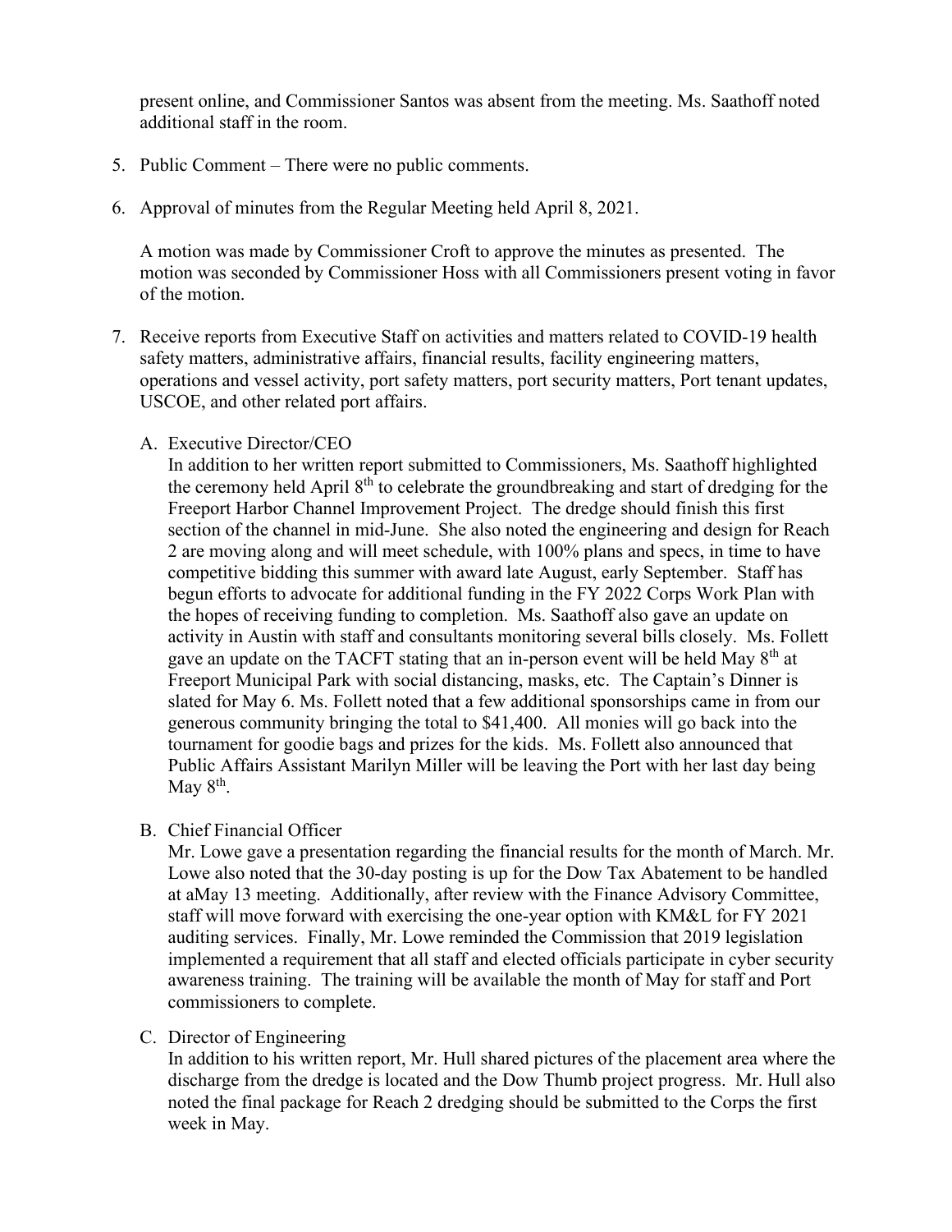present online, and Commissioner Santos was absent from the meeting. Ms. Saathoff noted additional staff in the room.

5. Public Comment – There were no public comments.

6. Approval of minutes from the Regular Meeting held April 8, 2021.

   A motion was made by Commissioner Croft to approve the minutes as presented. The motion was seconded by Commissioner Hoss with all Commissioners present voting in favor of the motion.

7. Receive reports from Executive Staff on activities and matters related to COVID-19 health safety matters, administrative affairs, financial results, facility engineering matters, operations and vessel activity, port safety matters, port security matters, Port tenant updates, USCOE, and other related port affairs.

   A. Executive Director/CEO
      In addition to her written report submitted to Commissioners, Ms. Saathoff highlighted the ceremony held April 8th to celebrate the groundbreaking and start of dredging for the Freeport Harbor Channel Improvement Project. The dredge should finish this first section of the channel in mid-June. She also noted the engineering and design for Reach 2 are moving along and will meet schedule, with 100% plans and specs, in time to have competitive bidding this summer with award late August, early September. Staff has begun efforts to advocate for additional funding in the FY 2022 Corps Work Plan with the hopes of receiving funding to completion. Ms. Saathoff also gave an update on activity in Austin with staff and consultants monitoring several bills closely. Ms. Follett gave an update on the TACFT stating that an in-person event will be held May 8th at Freeport Municipal Park with social distancing, masks, etc. The Captain's Dinner is slated for May 6. Ms. Follett noted that a few additional sponsorships came in from our generous community bringing the total to $41,400. All monies will go back into the tournament for goodie bags and prizes for the kids. Ms. Follett also announced that Public Affairs Assistant Marilyn Miller will be leaving the Port with her last day being May 8th.

   B. Chief Financial Officer
      Mr. Lowe gave a presentation regarding the financial results for the month of March. Mr. Lowe also noted that the 30-day posting is up for the Dow Tax Abatement to be handled at aMay 13 meeting. Additionally, after review with the Finance Advisory Committee, staff will move forward with exercising the one-year option with KM&L for FY 2021 auditing services. Finally, Mr. Lowe reminded the Commission that 2019 legislation implemented a requirement that all staff and elected officials participate in cyber security awareness training. The training will be available the month of May for staff and Port commissioners to complete.

   C. Director of Engineering
      In addition to his written report, Mr. Hull shared pictures of the placement area where the discharge from the dredge is located and the Dow Thumb project progress. Mr. Hull also noted the final package for Reach 2 dredging should be submitted to the Corps the first week in May.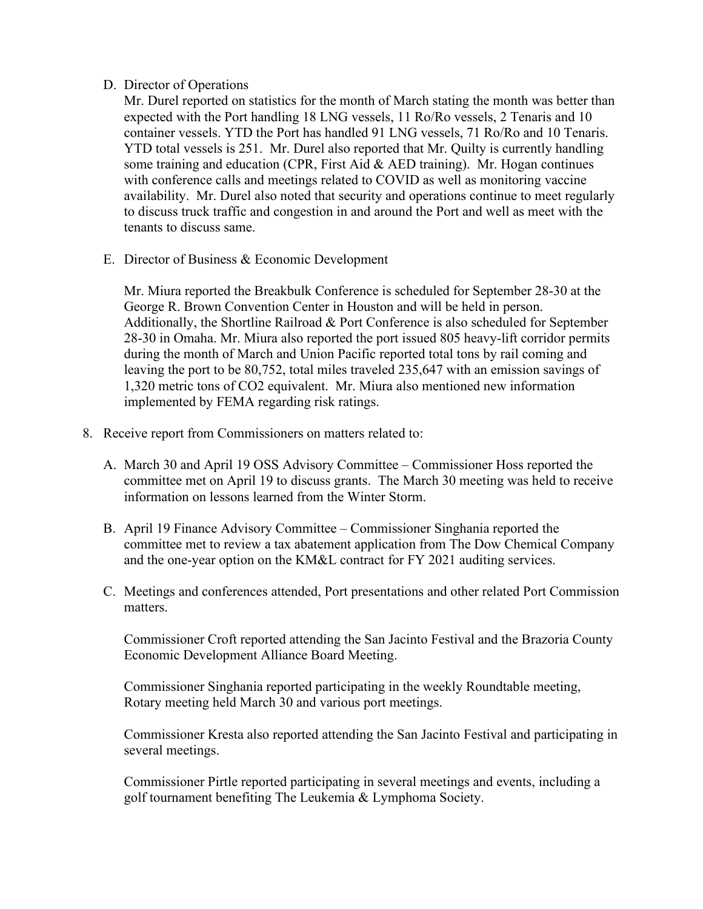D. Director of Operations

   Mr. Durel reported on statistics for the month of March stating the month was better than expected with the Port handling 18 LNG vessels, 11 Ro/Ro vessels, 2 Tenaris and 10 container vessels. YTD the Port has handled 91 LNG vessels, 71 Ro/Ro and 10 Tenaris. YTD total vessels is 251. Mr. Durel also reported that Mr. Quilty is currently handling some training and education (CPR, First Aid & AED training). Mr. Hogan continues with conference calls and meetings related to COVID as well as monitoring vaccine availability. Mr. Durel also noted that security and operations continue to meet regularly to discuss truck traffic and congestion in and around the Port and well as meet with the tenants to discuss same.

E. Director of Business & Economic Development

   Mr. Miura reported the Breakbulk Conference is scheduled for September 28-30 at the George R. Brown Convention Center in Houston and will be held in person. Additionally, the Shortline Railroad & Port Conference is also scheduled for September 28-30 in Omaha. Mr. Miura also reported the port issued 805 heavy-lift corridor permits during the month of March and Union Pacific reported total tons by rail coming and leaving the port to be 80,752, total miles traveled 235,647 with an emission savings of 1,320 metric tons of $CO_2$ equivalent. Mr. Miura also mentioned new information implemented by FEMA regarding risk ratings.

8. Receive report from Commissioners on matters related to:

   A. March 30 and April 19 OSS Advisory Committee – Commissioner Hoss reported the committee met on April 19 to discuss grants. The March 30 meeting was held to receive information on lessons learned from the Winter Storm.

   B. April 19 Finance Advisory Committee – Commissioner Singhania reported the committee met to review a tax abatement application from The Dow Chemical Company and the one-year option on the KM&L contract for FY 2021 auditing services.

   C. Meetings and conferences attended, Port presentations and other related Port Commission matters.

      Commissioner Croft reported attending the San Jacinto Festival and the Brazoria County Economic Development Alliance Board Meeting.

      Commissioner Singhania reported participating in the weekly Roundtable meeting, Rotary meeting held March 30 and various port meetings.

      Commissioner Kresta also reported attending the San Jacinto Festival and participating in several meetings.

      Commissioner Pirtle reported participating in several meetings and events, including a golf tournament benefiting The Leukemia & Lymphoma Society.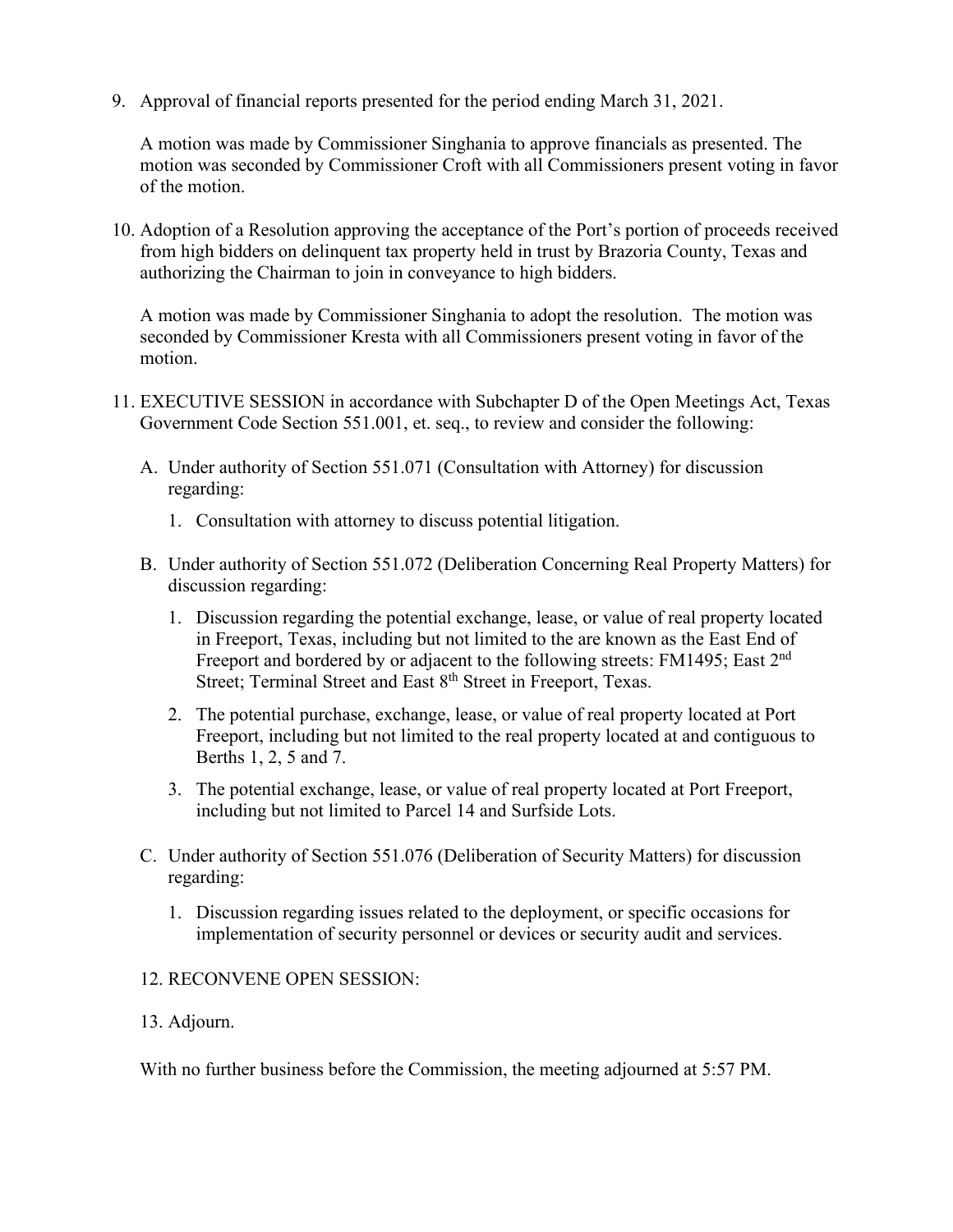9. Approval of financial reports presented for the period ending March 31, 2021.

   A motion was made by Commissioner Singhania to approve financials as presented. The motion was seconded by Commissioner Croft with all Commissioners present voting in favor of the motion.

10. Adoption of a Resolution approving the acceptance of the Port's portion of proceeds received from high bidders on delinquent tax property held in trust by Brazoria County, Texas and authorizing the Chairman to join in conveyance to high bidders.

    A motion was made by Commissioner Singhania to adopt the resolution. The motion was seconded by Commissioner Kresta with all Commissioners present voting in favor of the motion.

11. EXECUTIVE SESSION in accordance with Subchapter D of the Open Meetings Act, Texas Government Code Section 551.001, et. seq., to review and consider the following:

    A. Under authority of Section 551.071 (Consultation with Attorney) for discussion regarding:

       1. Consultation with attorney to discuss potential litigation.

    B. Under authority of Section 551.072 (Deliberation Concerning Real Property Matters) for discussion regarding:

       1. Discussion regarding the potential exchange, lease, or value of real property located in Freeport, Texas, including but not limited to the are known as the East End of Freeport and bordered by or adjacent to the following streets: FM1495; East 2nd Street; Terminal Street and East 8th Street in Freeport, Texas.

       2. The potential purchase, exchange, lease, or value of real property located at Port Freeport, including but not limited to the real property located at and contiguous to Berths 1, 2, 5 and 7.

       3. The potential exchange, lease, or value of real property located at Port Freeport, including but not limited to Parcel 14 and Surfside Lots.

    C. Under authority of Section 551.076 (Deliberation of Security Matters) for discussion regarding:

       1. Discussion regarding issues related to the deployment, or specific occasions for implementation of security personnel or devices or security audit and services.

12. RECONVENE OPEN SESSION:

13. Adjourn.

With no further business before the Commission, the meeting adjourned at 5:57 PM.